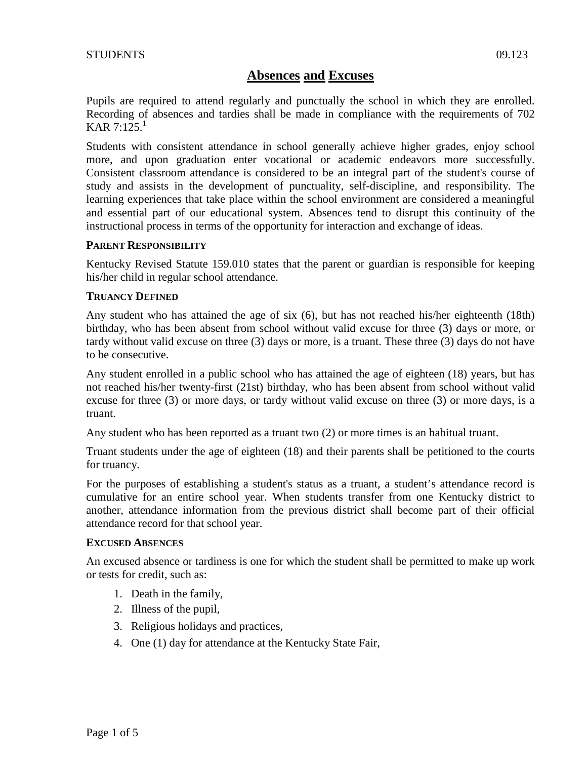STUDENTS 09.123

# Absences and Excuses

Pupils are required to attend regularly and punctually the school in which they are enrolled. Recording of absences and tardies shall be made in compliance with the requirements of 702 KAR 7:125.[1]

Students with consistent attendance in school generally achieve higher grades, enjoy school more, and upon graduation enter vocational or academic endeavors more successfully. Consistent classroom attendance is considered to be an integral part of the student's course of study and assists in the development of punctuality, self-discipline, and responsibility. The learning experiences that take place within the school environment are considered a meaningful and essential part of our educational system. Absences tend to disrupt this continuity of the instructional process in terms of the opportunity for interaction and exchange of ideas.

## Parent Responsibility

Kentucky Revised Statute 159.010 states that the parent or guardian is responsible for keeping his/her child in regular school attendance.

## Truancy Defined

Any student who has attained the age of six (6), but has not reached his/her eighteenth (18th) birthday, who has been absent from school without valid excuse for three (3) days or more, or tardy without valid excuse on three (3) days or more, is a truant. These three (3) days do not have to be consecutive.

Any student enrolled in a public school who has attained the age of eighteen (18) years, but has not reached his/her twenty-first (21st) birthday, who has been absent from school without valid excuse for three (3) or more days, or tardy without valid excuse on three (3) or more days, is a truant.

Any student who has been reported as a truant two (2) or more times is an habitual truant.

Truant students under the age of eighteen (18) and their parents shall be petitioned to the courts for truancy.

For the purposes of establishing a student's status as a truant, a student's attendance record is cumulative for an entire school year. When students transfer from one Kentucky district to another, attendance information from the previous district shall become part of their official attendance record for that school year.

## Excused Absences

An excused absence or tardiness is one for which the student shall be permitted to make up work or tests for credit, such as:

1. Death in the family,
2. Illness of the pupil,
3. Religious holidays and practices,
4. One (1) day for attendance at the Kentucky State Fair,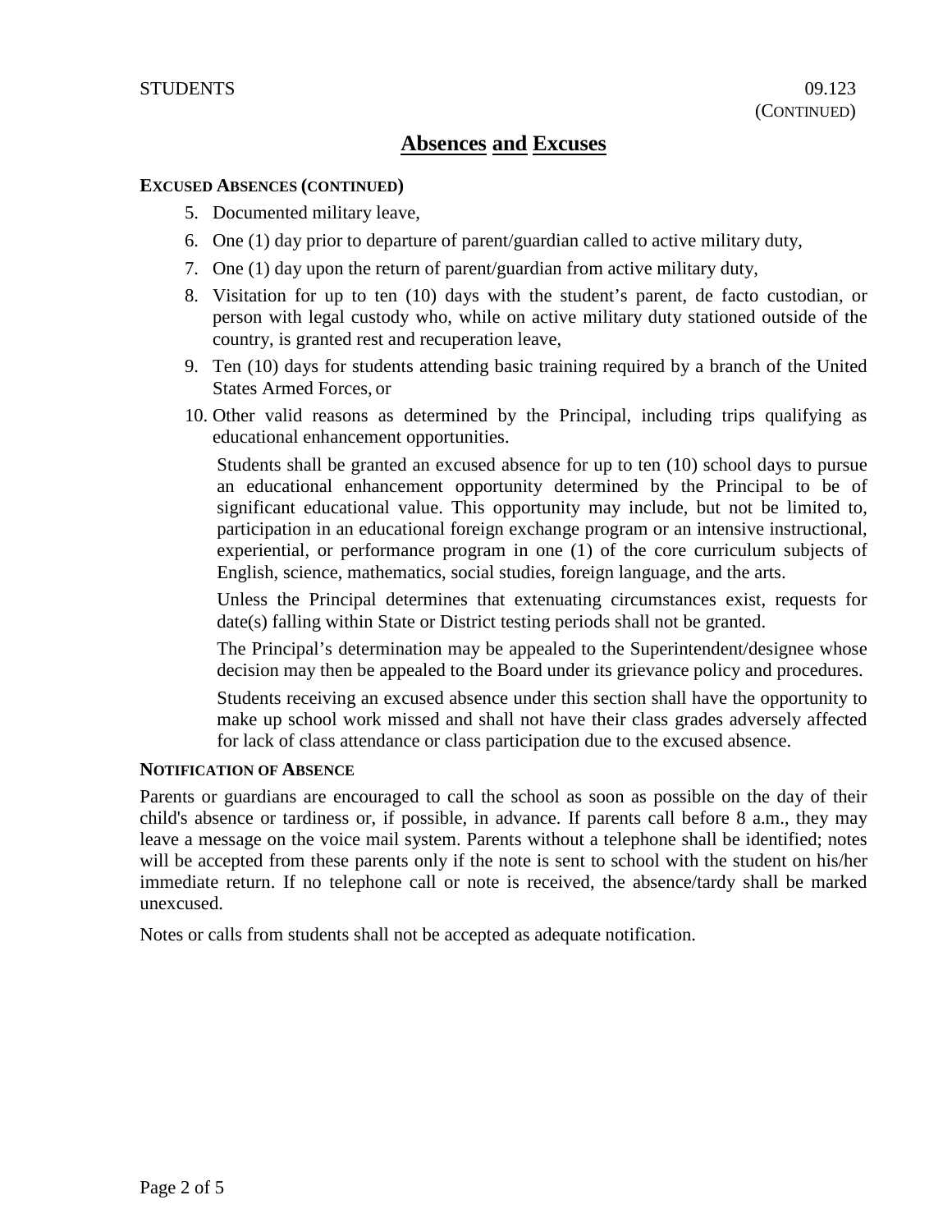# Absences and Excuses

**EXCUSED ABSENCES (CONTINUED)**

5. Documented military leave,
6. One (1) day prior to departure of parent/guardian called to active military duty,
7. One (1) day upon the return of parent/guardian from active military duty,
8. Visitation for up to ten (10) days with the student's parent, de facto custodian, or person with legal custody who, while on active military duty stationed outside of the country, is granted rest and recuperation leave,
9. Ten (10) days for students attending basic training required by a branch of the United States Armed Forces, or
10. Other valid reasons as determined by the Principal, including trips qualifying as educational enhancement opportunities.

    Students shall be granted an excused absence for up to ten (10) school days to pursue an educational enhancement opportunity determined by the Principal to be of significant educational value. This opportunity may include, but not be limited to, participation in an educational foreign exchange program or an intensive instructional, experiential, or performance program in one (1) of the core curriculum subjects of English, science, mathematics, social studies, foreign language, and the arts.

    Unless the Principal determines that extenuating circumstances exist, requests for date(s) falling within State or District testing periods shall not be granted.

    The Principal's determination may be appealed to the Superintendent/designee whose decision may then be appealed to the Board under its grievance policy and procedures.

    Students receiving an excused absence under this section shall have the opportunity to make up school work missed and shall not have their class grades adversely affected for lack of class attendance or class participation due to the excused absence.

**NOTIFICATION OF ABSENCE**

Parents or guardians are encouraged to call the school as soon as possible on the day of their child's absence or tardiness or, if possible, in advance. If parents call before 8 a.m., they may leave a message on the voice mail system. Parents without a telephone shall be identified; notes will be accepted from these parents only if the note is sent to school with the student on his/her immediate return. If no telephone call or note is received, the absence/tardy shall be marked unexcused.

Notes or calls from students shall not be accepted as adequate notification.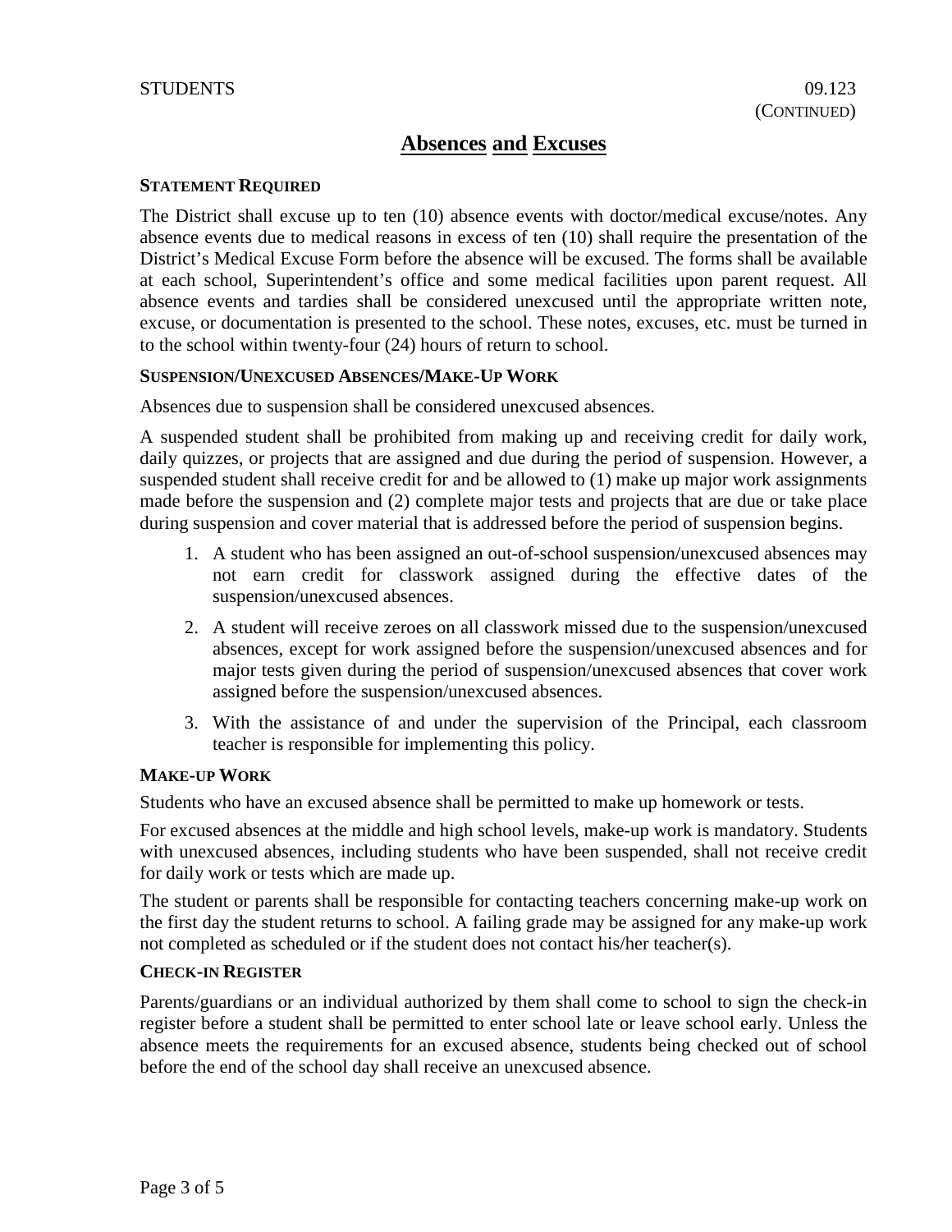# Absences and Excuses

### STATEMENT REQUIRED

The District shall excuse up to ten (10) absence events with doctor/medical excuse/notes. Any absence events due to medical reasons in excess of ten (10) shall require the presentation of the District's Medical Excuse Form before the absence will be excused. The forms shall be available at each school, Superintendent's office and some medical facilities upon parent request. All absence events and tardies shall be considered unexcused until the appropriate written note, excuse, or documentation is presented to the school. These notes, excuses, etc. must be turned in to the school within twenty-four (24) hours of return to school.

### SUSPENSION/UNEXCUSED ABSENCES/MAKE-UP WORK

Absences due to suspension shall be considered unexcused absences.

A suspended student shall be prohibited from making up and receiving credit for daily work, daily quizzes, or projects that are assigned and due during the period of suspension. However, a suspended student shall receive credit for and be allowed to (1) make up major work assignments made before the suspension and (2) complete major tests and projects that are due or take place during suspension and cover material that is addressed before the period of suspension begins.

1. A student who has been assigned an out-of-school suspension/unexcused absences may not earn credit for classwork assigned during the effective dates of the suspension/unexcused absences.
2. A student will receive zeroes on all classwork missed due to the suspension/unexcused absences, except for work assigned before the suspension/unexcused absences and for major tests given during the period of suspension/unexcused absences that cover work assigned before the suspension/unexcused absences.
3. With the assistance of and under the supervision of the Principal, each classroom teacher is responsible for implementing this policy.

### MAKE-UP WORK

Students who have an excused absence shall be permitted to make up homework or tests.

For excused absences at the middle and high school levels, make-up work is mandatory. Students with unexcused absences, including students who have been suspended, shall not receive credit for daily work or tests which are made up.

The student or parents shall be responsible for contacting teachers concerning make-up work on the first day the student returns to school. A failing grade may be assigned for any make-up work not completed as scheduled or if the student does not contact his/her teacher(s).

### CHECK-IN REGISTER

Parents/guardians or an individual authorized by them shall come to school to sign the check-in register before a student shall be permitted to enter school late or leave school early. Unless the absence meets the requirements for an excused absence, students being checked out of school before the end of the school day shall receive an unexcused absence.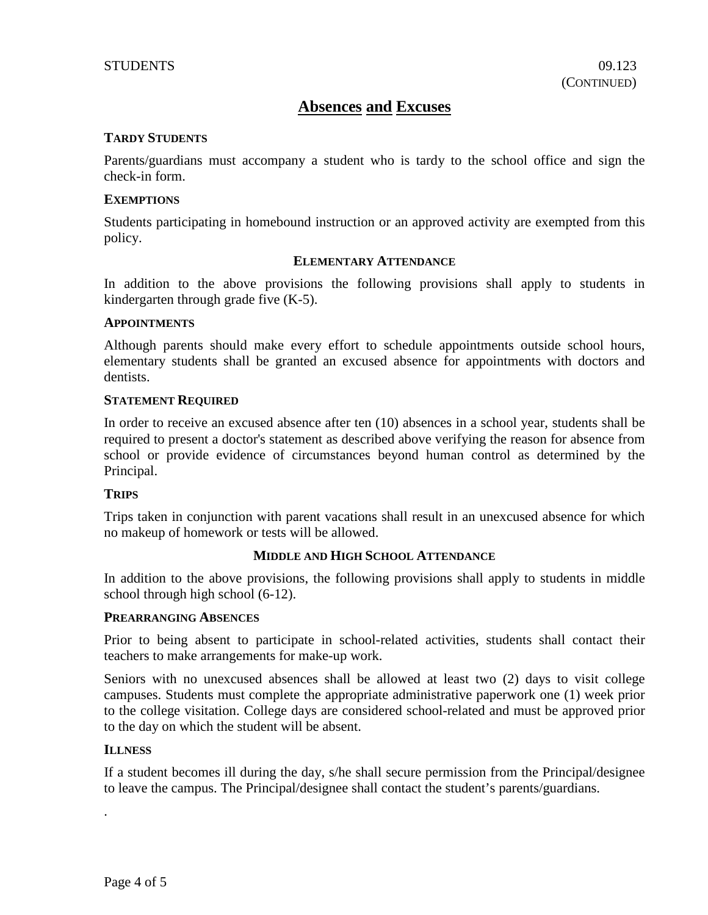# Absences and Excuses

### Tardy Students

Parents/guardians must accompany a student who is tardy to the school office and sign the check-in form.

### Exemptions

Students participating in homebound instruction or an approved activity are exempted from this policy.

## Elementary Attendance

In addition to the above provisions the following provisions shall apply to students in kindergarten through grade five (K-5).

### Appointments

Although parents should make every effort to schedule appointments outside school hours, elementary students shall be granted an excused absence for appointments with doctors and dentists.

### Statement Required

In order to receive an excused absence after ten (10) absences in a school year, students shall be required to present a doctor's statement as described above verifying the reason for absence from school or provide evidence of circumstances beyond human control as determined by the Principal.

### Trips

Trips taken in conjunction with parent vacations shall result in an unexcused absence for which no makeup of homework or tests will be allowed.

## Middle and High School Attendance

In addition to the above provisions, the following provisions shall apply to students in middle school through high school (6-12).

### Prearranging Absences

Prior to being absent to participate in school-related activities, students shall contact their teachers to make arrangements for make-up work.

Seniors with no unexcused absences shall be allowed at least two (2) days to visit college campuses. Students must complete the appropriate administrative paperwork one (1) week prior to the college visitation. College days are considered school-related and must be approved prior to the day on which the student will be absent.

### Illness

If a student becomes ill during the day, s/he shall secure permission from the Principal/designee to leave the campus. The Principal/designee shall contact the student's parents/guardians.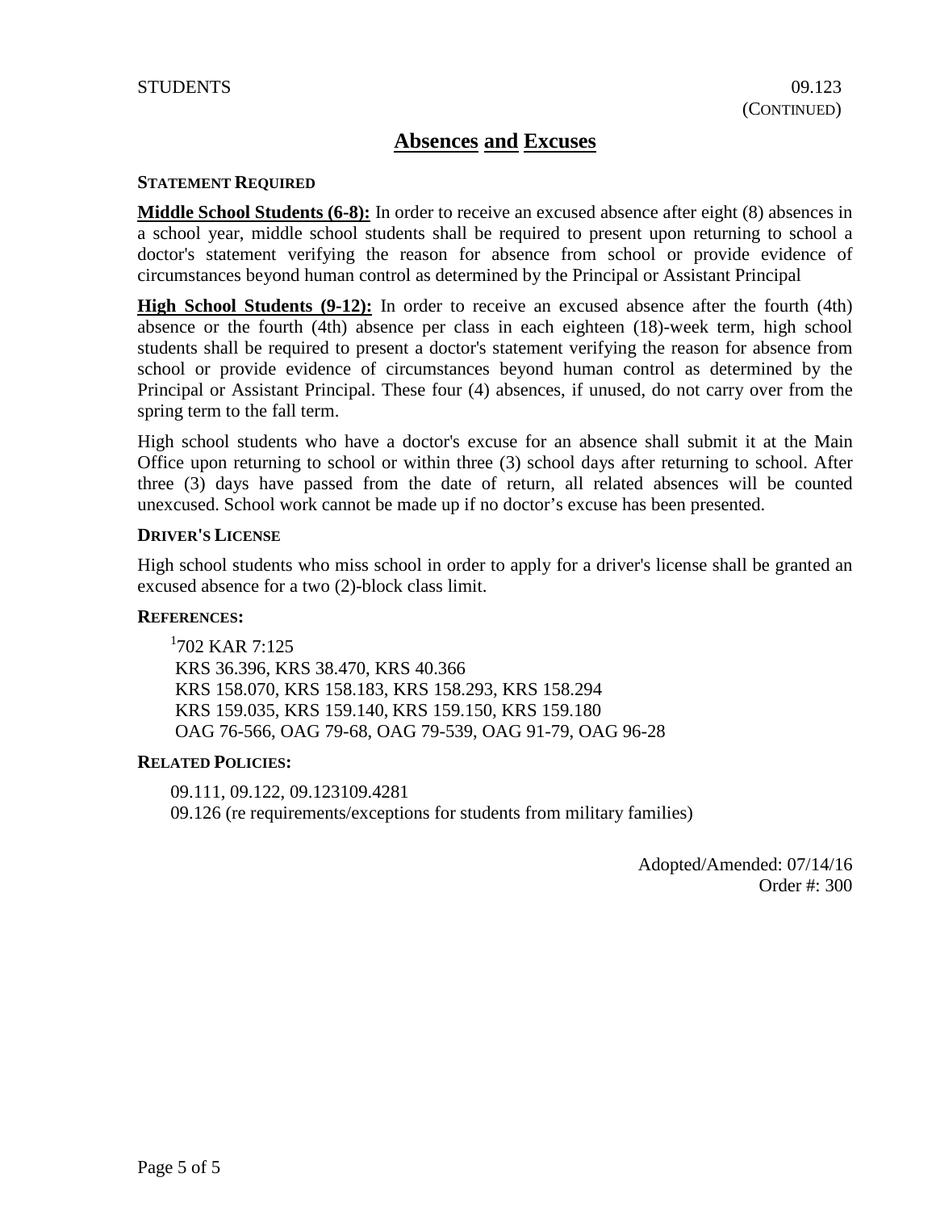# Absences and Excuses

### STATEMENT REQUIRED

**Middle School Students (6-8):** In order to receive an excused absence after eight (8) absences in a school year, middle school students shall be required to present upon returning to school a doctor's statement verifying the reason for absence from school or provide evidence of circumstances beyond human control as determined by the Principal or Assistant Principal

**High School Students (9-12):** In order to receive an excused absence after the fourth (4th) absence or the fourth (4th) absence per class in each eighteen (18)-week term, high school students shall be required to present a doctor's statement verifying the reason for absence from school or provide evidence of circumstances beyond human control as determined by the Principal or Assistant Principal. These four (4) absences, if unused, do not carry over from the spring term to the fall term.

High school students who have a doctor's excuse for an absence shall submit it at the Main Office upon returning to school or within three (3) school days after returning to school. After three (3) days have passed from the date of return, all related absences will be counted unexcused. School work cannot be made up if no doctor's excuse has been presented.

### DRIVER'S LICENSE

High school students who miss school in order to apply for a driver's license shall be granted an excused absence for a two (2)-block class limit.

### REFERENCES:

[1]702 KAR 7:125
KRS 36.396, KRS 38.470, KRS 40.366
KRS 158.070, KRS 158.183, KRS 158.293, KRS 158.294
KRS 159.035, KRS 159.140, KRS 159.150, KRS 159.180
OAG 76-566, OAG 79-68, OAG 79-539, OAG 91-79, OAG 96-28

### RELATED POLICIES:

09.111, 09.122, 09.123109.4281
09.126 (re requirements/exceptions for students from military families)

Adopted/Amended: 07/14/16
Order #: 300